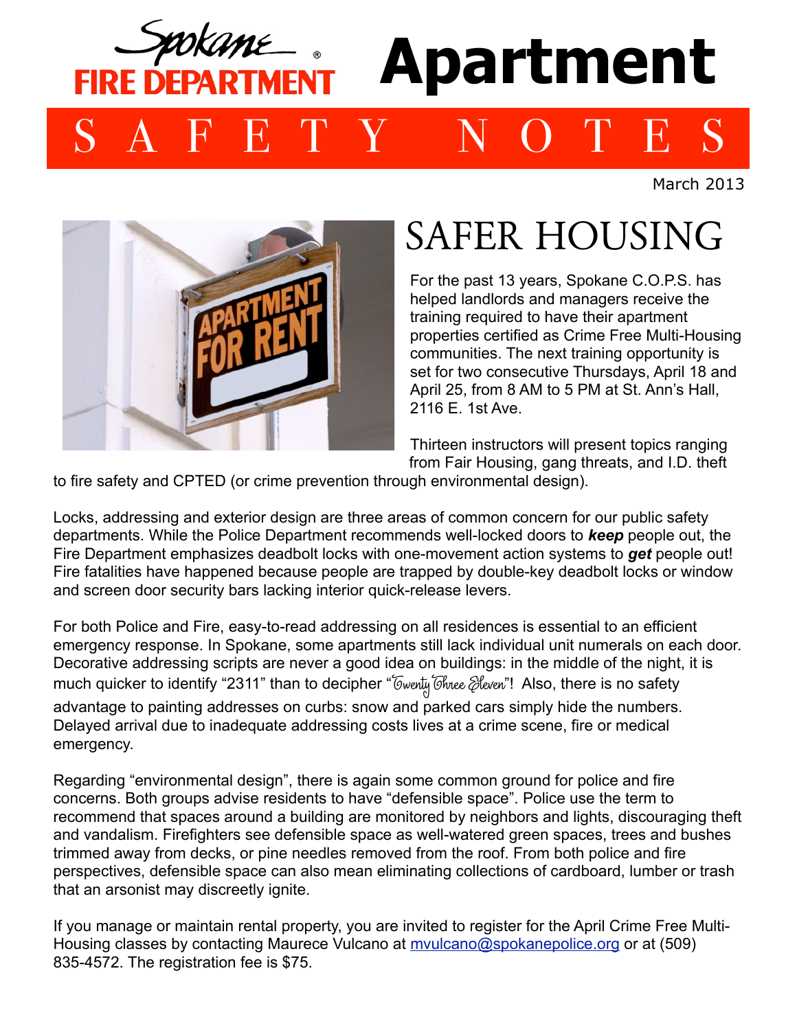Spokane FIRE DEPARTMENT

# Apartment

## SAFETY NOTES

March 2013

# SAFER HOUSING

For the past 13 years, Spokane C.O.P.S. has helped landlords and managers receive the training required to have their apartment properties certified as Crime Free Multi-Housing communities. The next training opportunity is set for two consecutive Thursdays, April 18 and April 25, from 8 AM to 5 PM at St. Ann's Hall, 2116 E. 1st Ave.

Thirteen instructors will present topics ranging from Fair Housing, gang threats, and I.D. theft to fire safety and CPTED (or crime prevention through environmental design).

Locks, addressing and exterior design are three areas of common concern for our public safety departments. While the Police Department recommends well-locked doors to ***keep*** people out, the Fire Department emphasizes deadbolt locks with one-movement action systems to ***get*** people out! Fire fatalities have happened because people are trapped by double-key deadbolt locks or window and screen door security bars lacking interior quick-release levers.

For both Police and Fire, easy-to-read addressing on all residences is essential to an efficient emergency response. In Spokane, some apartments still lack individual unit numerals on each door. Decorative addressing scripts are never a good idea on buildings: in the middle of the night, it is much quicker to identify "2311" than to decipher "Twenty Three Eleven"! Also, there is no safety advantage to painting addresses on curbs: snow and parked cars simply hide the numbers. Delayed arrival due to inadequate addressing costs lives at a crime scene, fire or medical emergency.

Regarding "environmental design", there is again some common ground for police and fire concerns. Both groups advise residents to have "defensible space". Police use the term to recommend that spaces around a building are monitored by neighbors and lights, discouraging theft and vandalism. Firefighters see defensible space as well-watered green spaces, trees and bushes trimmed away from decks, or pine needles removed from the roof. From both police and fire perspectives, defensible space can also mean eliminating collections of cardboard, lumber or trash that an arsonist may discreetly ignite.

If you manage or maintain rental property, you are invited to register for the April Crime Free Multi-Housing classes by contacting Maurece Vulcano at mvulcano@spokanepolice.org or at (509) 835-4572. The registration fee is $75.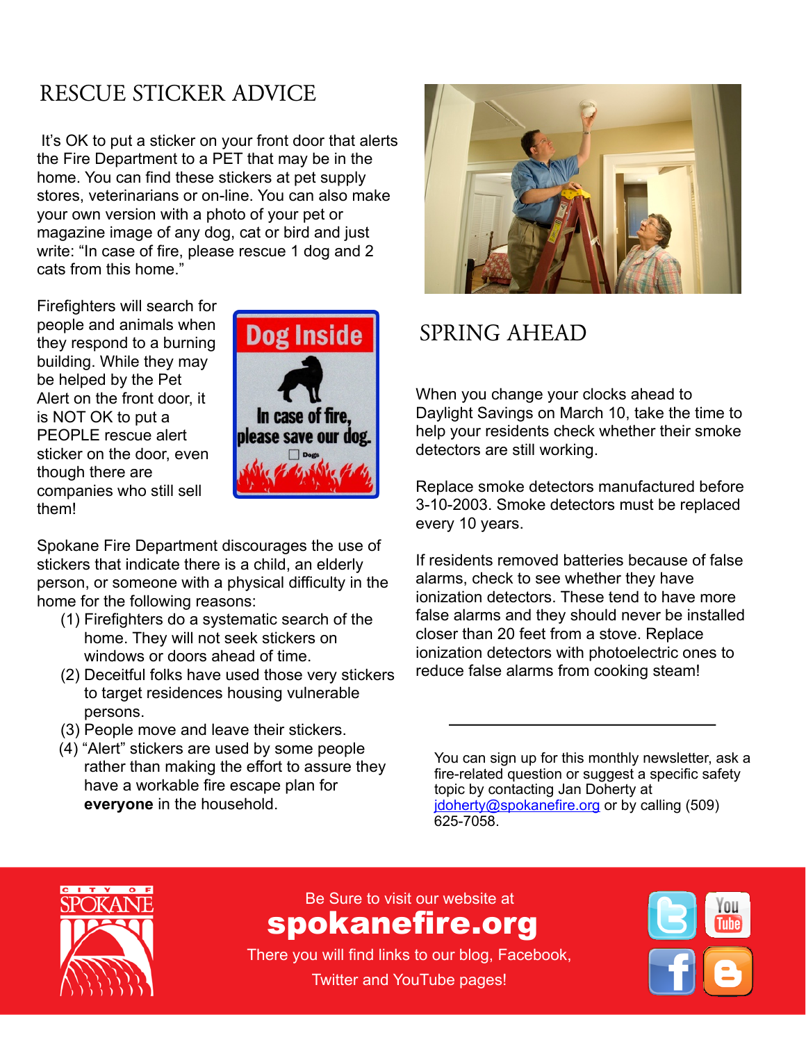## RESCUE STICKER ADVICE

It's OK to put a sticker on your front door that alerts the Fire Department to a PET that may be in the home. You can find these stickers at pet supply stores, veterinarians or on-line. You can also make your own version with a photo of your pet or magazine image of any dog, cat or bird and just write: "In case of fire, please rescue 1 dog and 2 cats from this home."

Firefighters will search for people and animals when they respond to a burning building. While they may be helped by the Pet Alert on the front door, it is NOT OK to put a PEOPLE rescue alert sticker on the door, even though there are companies who still sell them!

Spokane Fire Department discourages the use of stickers that indicate there is a child, an elderly person, or someone with a physical difficulty in the home for the following reasons:

(1) Firefighters do a systematic search of the home. They will not seek stickers on windows or doors ahead of time.
(2) Deceitful folks have used those very stickers to target residences housing vulnerable persons.
(3) People move and leave their stickers.
(4) "Alert" stickers are used by some people rather than making the effort to assure they have a workable fire escape plan for **everyone** in the household.

## SPRING AHEAD

When you change your clocks ahead to Daylight Savings on March 10, take the time to help your residents check whether their smoke detectors are still working.

Replace smoke detectors manufactured before 3-10-2003. Smoke detectors must be replaced every 10 years.

If residents removed batteries because of false alarms, check to see whether they have ionization detectors. These tend to have more false alarms and they should never be installed closer than 20 feet from a stove. Replace ionization detectors with photoelectric ones to reduce false alarms from cooking steam!

---

You can sign up for this monthly newsletter, ask a fire-related question or suggest a specific safety topic by contacting Jan Doherty at jdoherty@spokanefire.org or by calling (509) 625-7058.

Be Sure to visit our website at

**spokanefire.org**

There you will find links to our blog, Facebook, Twitter and YouTube pages!